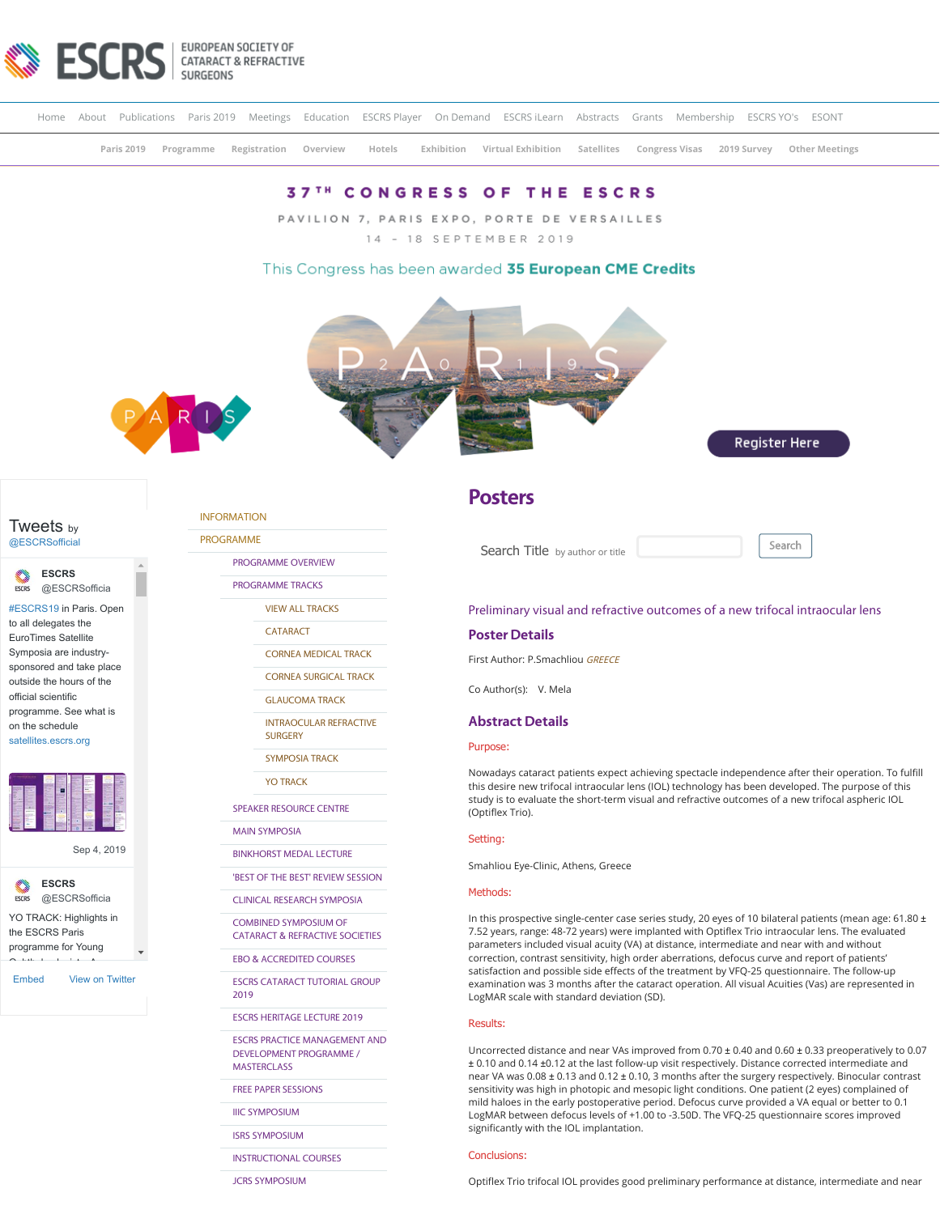# ESCRS EUROPEAN SOCIETY OF CATARACT & REFRACTIVE SURGEONS

Home | About | Publications | Paris 2019 | Meetings | Education | ESCRS Player | On Demand | ESCRS iLearn | Abstracts | Grants | Membership | ESCRS YO's | ESONT

Paris 2019 | Programme | Registration | Overview | Hotels | Exhibition | Virtual Exhibition | Satellites | Congress Visas | 2019 Survey | Other Meetings

## 37TH CONGRESS OF THE ESCRS

PAVILION 7, PARIS EXPO, PORTE DE VERSAILLES

14 - 18 SEPTEMBER 2019

This Congress has been awarded **35 European CME Credits**

Register Here

Tweets by @ESCRSofficial

ESCRS @ESCRSofficia

#ESCRS19 in Paris. Open to all delegates the EuroTimes Satellite Symposia are industry-sponsored and take place outside the hours of the official scientific programme. See what is on the schedule satellites.escrs.org

Sep 4, 2019

ESCRS @ESCRSofficia

YO TRACK: Highlights in the ESCRS Paris programme for Young

Embed | View on Twitter

- INFORMATION
- PROGRAMME
  - PROGRAMME OVERVIEW
  - PROGRAMME TRACKS
    - VIEW ALL TRACKS
    - CATARACT
    - CORNEA MEDICAL TRACK
    - CORNEA SURGICAL TRACK
    - GLAUCOMA TRACK
    - INTRAOCULAR REFRACTIVE SURGERY
    - SYMPOSIA TRACK
    - YO TRACK
  - SPEAKER RESOURCE CENTRE
  - MAIN SYMPOSIA
  - BINKHORST MEDAL LECTURE
  - 'BEST OF THE BEST' REVIEW SESSION
  - CLINICAL RESEARCH SYMPOSIA
  - COMBINED SYMPOSIUM OF CATARACT & REFRACTIVE SOCIETIES
  - EBO & ACCREDITED COURSES
  - ESCRS CATARACT TUTORIAL GROUP 2019
  - ESCRS HERITAGE LECTURE 2019
  - ESCRS PRACTICE MANAGEMENT AND DEVELOPMENT PROGRAMME / MASTERCLASS
  - FREE PAPER SESSIONS
  - IIIC SYMPOSIUM
  - ISRS SYMPOSIUM
  - INSTRUCTIONAL COURSES
  - JCRS SYMPOSIUM

## Posters

Search Title by author or title | Search

### Preliminary visual and refractive outcomes of a new trifocal intraocular lens

### Poster Details

First Author: P.Smachliou *GREECE*

Co Author(s): V. Mela

### Abstract Details

**Purpose:**

Nowadays cataract patients expect achieving spectacle independence after their operation. To fulfill this desire new trifocal intraocular lens (IOL) technology has been developed. The purpose of this study is to evaluate the short-term visual and refractive outcomes of a new trifocal aspheric IOL (Optiflex Trio).

**Setting:**

Smahliou Eye-Clinic, Athens, Greece

**Methods:**

In this prospective single-center case series study, 20 eyes of 10 bilateral patients (mean age: 61.80 ± 7.52 years, range: 48-72 years) were implanted with Optiflex Trio intraocular lens. The evaluated parameters included visual acuity (VA) at distance, intermediate and near with and without correction, contrast sensitivity, high order aberrations, defocus curve and report of patients' satisfaction and possible side effects of the treatment by VFQ-25 questionnaire. The follow-up examination was 3 months after the cataract operation. All visual Acuities (Vas) are represented in LogMAR scale with standard deviation (SD).

**Results:**

Uncorrected distance and near VAs improved from 0.70 ± 0.40 and 0.60 ± 0.33 preoperatively to 0.07 ± 0.10 and 0.14 ±0.12 at the last follow-up visit respectively. Distance corrected intermediate and near VA was 0.08 ± 0.13 and 0.12 ± 0.10, 3 months after the surgery respectively. Binocular contrast sensitivity was high in photopic and mesopic light conditions. One patient (2 eyes) complained of mild haloes in the early postoperative period. Defocus curve provided a VA equal or better to 0.1 LogMAR between defocus levels of +1.00 to -3.50D. The VFQ-25 questionnaire scores improved significantly with the IOL implantation.

**Conclusions:**

Optiflex Trio trifocal IOL provides good preliminary performance at distance, intermediate and near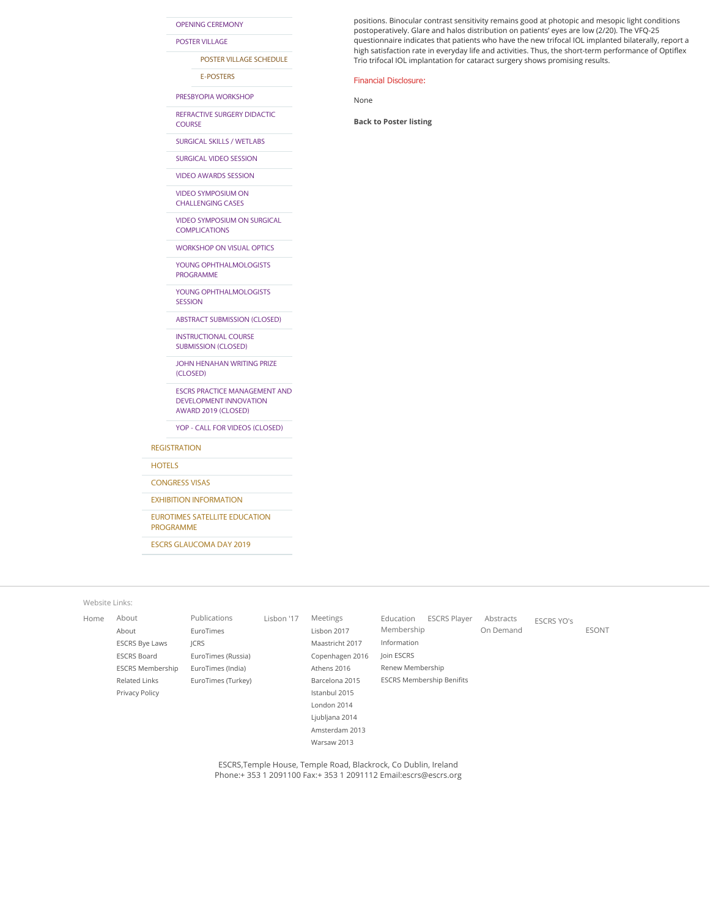- OPENING CEREMONY
- POSTER VILLAGE
  - POSTER VILLAGE SCHEDULE
  - E-POSTERS
- PRESBYOPIA WORKSHOP
- REFRACTIVE SURGERY DIDACTIC COURSE
- SURGICAL SKILLS / WETLABS
- SURGICAL VIDEO SESSION
- VIDEO AWARDS SESSION
- VIDEO SYMPOSIUM ON CHALLENGING CASES
- VIDEO SYMPOSIUM ON SURGICAL COMPLICATIONS
- WORKSHOP ON VISUAL OPTICS
- YOUNG OPHTHALMOLOGISTS PROGRAMME
- YOUNG OPHTHALMOLOGISTS SESSION
- ABSTRACT SUBMISSION (CLOSED)
- INSTRUCTIONAL COURSE SUBMISSION (CLOSED)
- JOHN HENAHAN WRITING PRIZE (CLOSED)
- ESCRS PRACTICE MANAGEMENT AND DEVELOPMENT INNOVATION AWARD 2019 (CLOSED)
- YOP - CALL FOR VIDEOS (CLOSED)

REGISTRATION
HOTELS
CONGRESS VISAS
EXHIBITION INFORMATION
EUROTIMES SATELLITE EDUCATION PROGRAMME
ESCRS GLAUCOMA DAY 2019

positions. Binocular contrast sensitivity remains good at photopic and mesopic light conditions postoperatively. Glare and halos distribution on patients' eyes are low (2/20). The VFQ-25 questionnaire indicates that patients who have the new trifocal IOL implanted bilaterally, report a high satisfaction rate in everyday life and activities. Thus, the short-term performance of Optiflex Trio trifocal IOL implantation for cataract surgery shows promising results.

Financial Disclosure:

None

**Back to Poster listing**

Website Links:

Home

About: About, ESCRS Bye Laws, ESCRS Board, ESCRS Membership, Related Links, Privacy Policy

Publications: EuroTimes, JCRS, EuroTimes (Russia), EuroTimes (India), EuroTimes (Turkey)

Lisbon '17

Meetings: Lisbon 2017, Maastricht 2017, Copenhagen 2016, Athens 2016, Barcelona 2015, Istanbul 2015, London 2014, Ljubljana 2014, Amsterdam 2013, Warsaw 2013

Education

Membership: Information, Join ESCRS, Renew Membership, ESCRS Membership Benifits

ESCRS Player

Abstracts On Demand

ESCRS YO's

ESONT

ESCRS,Temple House, Temple Road, Blackrock, Co Dublin, Ireland
Phone:+ 353 1 2091100 Fax:+ 353 1 2091112 Email:escrs@escrs.org